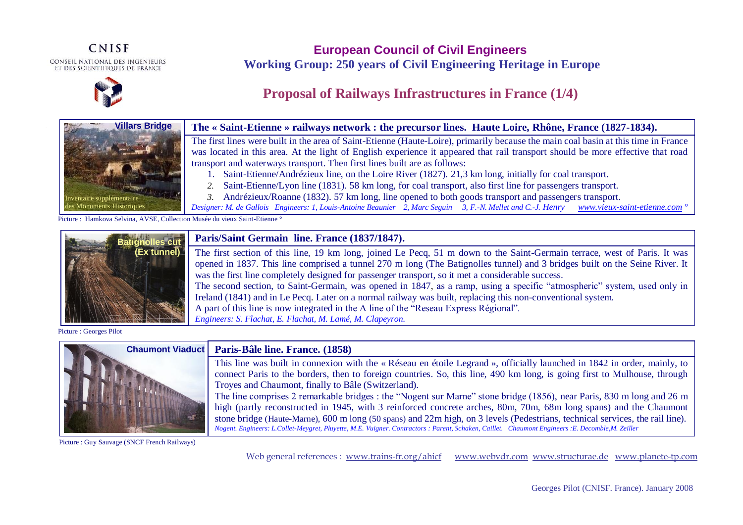CNISF

CONSEIL NATIONAL DES INGENIEURS ET DES SCIENTIFIQUES DE FRANCE

# European Council of Civil Engineers

## Working Group: 250 years of Civil Engineering Heritage in Europe

## Proposal of Railways Infrastructures in France (1/4)

**Villars Bridge**

Inventaire supplémentaire des Monuments Historiques

### The « Saint-Etienne » railways network : the precursor lines. Haute Loire, Rhône, France (1827-1834).

The first lines were built in the area of Saint-Etienne (Haute-Loire), primarily because the main coal basin at this time in France was located in this area. At the light of English experience it appeared that rail transport should be more effective that road transport and waterways transport. Then first lines built are as follows:

1. Saint-Etienne/Andrézieux line, on the Loire River (1827). 21,3 km long, initially for coal transport.
2. Saint-Etienne/Lyon line (1831). 58 km long, for coal transport, also first line for passengers transport.
3. Andrézieux/Roanne (1832). 57 km long, line opened to both goods transport and passengers transport.

*Designer: M. de Gallois Engineers: 1, Louis-Antoine Beaunier 2, Marc Seguin 3, F.-N. Mellet and C.-J. Henry* www.vieux-saint-etienne.com °

Picture : Hamkova Selvina, AVSE, Collection Musée du vieux Saint-Etienne °

**Batignolles cut (Ex tunnel)**

### Paris/Saint Germain line. France (1837/1847).

The first section of this line, 19 km long, joined Le Pecq, 51 m down to the Saint-Germain terrace, west of Paris. It was opened in 1837. This line comprised a tunnel 270 m long (The Batignolles tunnel) and 3 bridges built on the Seine River. It was the first line completely designed for passenger transport, so it met a considerable success.

The second section, to Saint-Germain, was opened in 1847, as a ramp, using a specific "atmospheric" system, used only in Ireland (1841) and in Le Pecq. Later on a normal railway was built, replacing this non-conventional system.

A part of this line is now integrated in the A line of the "Reseau Express Régional".

*Engineers: S. Flachat, E. Flachat, M. Lamé, M. Clapeyron.*

Picture : Georges Pilot

**Chaumont Viaduct**

### Paris-Bâle line. France. (1858)

This line was built in connexion with the « Réseau en étoile Legrand », officially launched in 1842 in order, mainly, to connect Paris to the borders, then to foreign countries. So, this line, 490 km long, is going first to Mulhouse, through Troyes and Chaumont, finally to Bâle (Switzerland).

The line comprises 2 remarkable bridges : the "Nogent sur Marne" stone bridge (1856), near Paris, 830 m long and 26 m high (partly reconstructed in 1945, with 3 reinforced concrete arches, 80m, 70m, 68m long spans) and the Chaumont stone bridge (Haute-Marne), 600 m long (50 spans) and 22m high, on 3 levels (Pedestrians, technical services, the rail line).

*Nogent. Engineers: L.Collet-Meygret, Pluyette, M.E. Vuigner. Contractors : Parent, Schaken, Caillet. Chaumont Engineers :E. Decomble,M. Zeiller*

Picture : Guy Sauvage (SNCF French Railways)

Web general references : www.trains-fr.org/ahicf www.webvdr.com www.structurae.de www.planete-tp.com

Georges Pilot (CNISF. France). January 2008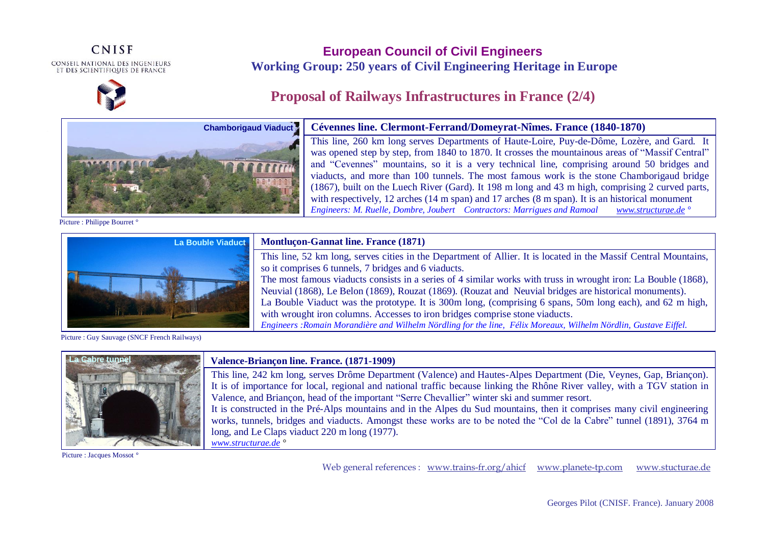CNISF

CONSEIL NATIONAL DES INGENIEURS ET DES SCIENTIFIQUES DE FRANCE

**European Council of Civil Engineers**

**Working Group: 250 years of Civil Engineering Heritage in Europe**

# Proposal of Railways Infrastructures in France (2/4)

Chamborigaud Viaduct

### Cévennes line. Clermont-Ferrand/Domeyrat-Nîmes. France (1840-1870)

This line, 260 km long serves Departments of Haute-Loire, Puy-de-Dôme, Lozère, and Gard. It was opened step by step, from 1840 to 1870. It crosses the mountainous areas of "Massif Central" and "Cevennes" mountains, so it is a very technical line, comprising around 50 bridges and viaducts, and more than 100 tunnels. The most famous work is the stone Chamborigaud bridge (1867), built on the Luech River (Gard). It 198 m long and 43 m high, comprising 2 curved parts, with respectively, 12 arches (14 m span) and 17 arches (8 m span). It is an historical monument

*Engineers: M. Ruelle, Dombre, Joubert Contractors: Marrigues and Ramoal* *www.structurae.de* °

Picture : Philippe Bourret °

La Bouble Viaduct

### Montluçon-Gannat line. France (1871)

This line, 52 km long, serves cities in the Department of Allier. It is located in the Massif Central Mountains, so it comprises 6 tunnels, 7 bridges and 6 viaducts.

The most famous viaducts consists in a series of 4 similar works with truss in wrought iron: La Bouble (1868), Neuvial (1868), Le Belon (1869), Rouzat (1869). (Rouzat and Neuvial bridges are historical monuments).

La Bouble Viaduct was the prototype. It is 300m long, (comprising 6 spans, 50m long each), and 62 m high, with wrought iron columns. Accesses to iron bridges comprise stone viaducts.

*Engineers :Romain Morandière and Wilhelm Nördling for the line, Félix Moreaux, Wilhelm Nördlin, Gustave Eiffel.*

Picture : Guy Sauvage (SNCF French Railways)

La Cabre tunnel

### Valence-Briançon line. France. (1871-1909)

This line, 242 km long, serves Drôme Department (Valence) and Hautes-Alpes Department (Die, Veynes, Gap, Briançon). It is of importance for local, regional and national traffic because linking the Rhône River valley, with a TGV station in Valence, and Briançon, head of the important "Serre Chevallier" winter ski and summer resort.

It is constructed in the Pré-Alps mountains and in the Alpes du Sud mountains, then it comprises many civil engineering works, tunnels, bridges and viaducts. Amongst these works are to be noted the "Col de la Cabre" tunnel (1891), 3764 m long, and Le Claps viaduct 220 m long (1977).

*www.structurae.de* °

Picture : Jacques Mossot °

Web general references : www.trains-fr.org/ahicf www.planete-tp.com www.stucturae.de

Georges Pilot (CNISF. France). January 2008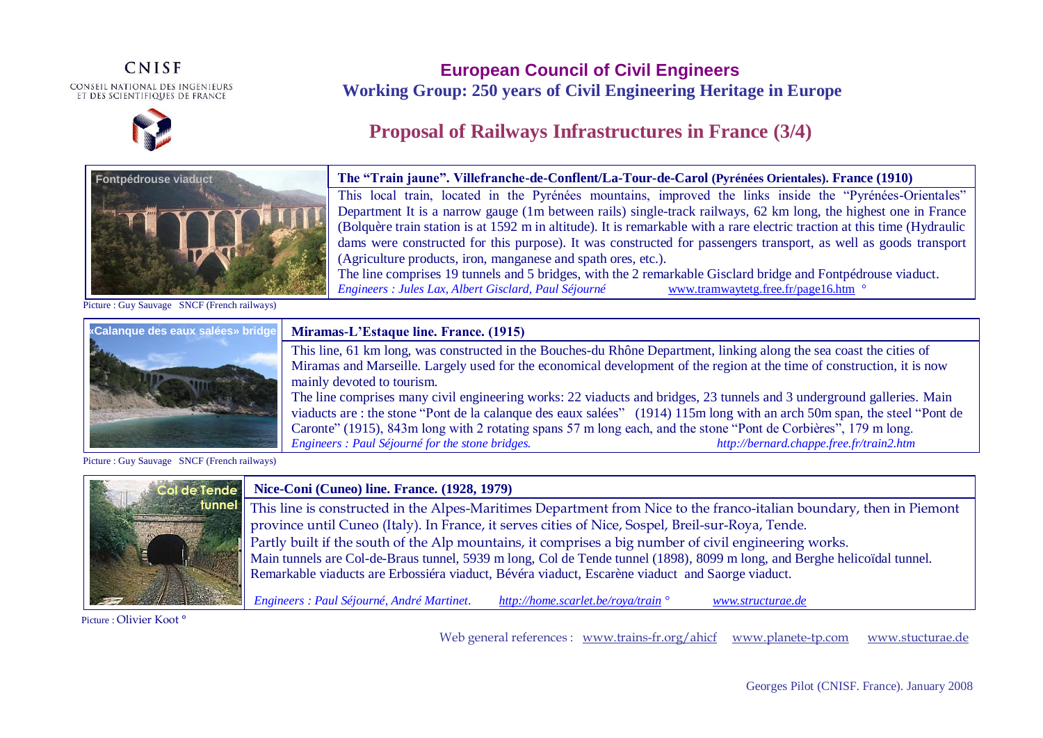CNISF

CONSEIL NATIONAL DES INGENIEURS ET DES SCIENTIFIQUES DE FRANCE

# European Council of Civil Engineers

## Working Group: 250 years of Civil Engineering Heritage in Europe

## Proposal of Railways Infrastructures in France (3/4)

Fontpédrouse viaduct

Picture : Guy Sauvage SNCF (French railways)

### The "Train jaune". Villefranche-de-Conflent/La-Tour-de-Carol (Pyrénées Orientales). France (1910)

This local train, located in the Pyrénées mountains, improved the links inside the "Pyrénées-Orientales" Department It is a narrow gauge (1m between rails) single-track railways, 62 km long, the highest one in France (Bolquère train station is at 1592 m in altitude). It is remarkable with a rare electric traction at this time (Hydraulic dams were constructed for this purpose). It was constructed for passengers transport, as well as goods transport (Agriculture products, iron, manganese and spath ores, etc.).

The line comprises 19 tunnels and 5 bridges, with the 2 remarkable Gisclard bridge and Fontpédrouse viaduct.

*Engineers : Jules Lax, Albert Gisclard, Paul Séjourné* www.tramwaytetg.free.fr/page16.htm °

«Calanque des eaux salées» bridge

Picture : Guy Sauvage SNCF (French railways)

### Miramas-L'Estaque line. France. (1915)

This line, 61 km long, was constructed in the Bouches-du Rhône Department, linking along the sea coast the cities of Miramas and Marseille. Largely used for the economical development of the region at the time of construction, it is now mainly devoted to tourism.

The line comprises many civil engineering works: 22 viaducts and bridges, 23 tunnels and 3 underground galleries. Main viaducts are : the stone "Pont de la calanque des eaux salées" (1914) 115m long with an arch 50m span, the steel "Pont de Caronte" (1915), 843m long with 2 rotating spans 57 m long each, and the stone "Pont de Corbières", 179 m long.

*Engineers : Paul Séjourné for the stone bridges.* *http://bernard.chappe.free.fr/train2.htm*

Col de Tende tunnel

Picture : Olivier Koot °

### Nice-Coni (Cuneo) line. France. (1928, 1979)

This line is constructed in the Alpes-Maritimes Department from Nice to the franco-italian boundary, then in Piemont province until Cuneo (Italy). In France, it serves cities of Nice, Sospel, Breil-sur-Roya, Tende.

Partly built if the south of the Alp mountains, it comprises a big number of civil engineering works.

Main tunnels are Col-de-Braus tunnel, 5939 m long, Col de Tende tunnel (1898), 8099 m long, and Berghe helicoïdal tunnel.

Remarkable viaducts are Erbossiéra viaduct, Bévéra viaduct, Escarène viaduct and Saorge viaduct.

*Engineers : Paul Séjourné, André Martinet.* *http://home.scarlet.be/roya/train* ° www.structurae.de

Web general references : www.trains-fr.org/ahicf www.planete-tp.com www.stucturae.de

Georges Pilot (CNISF. France). January 2008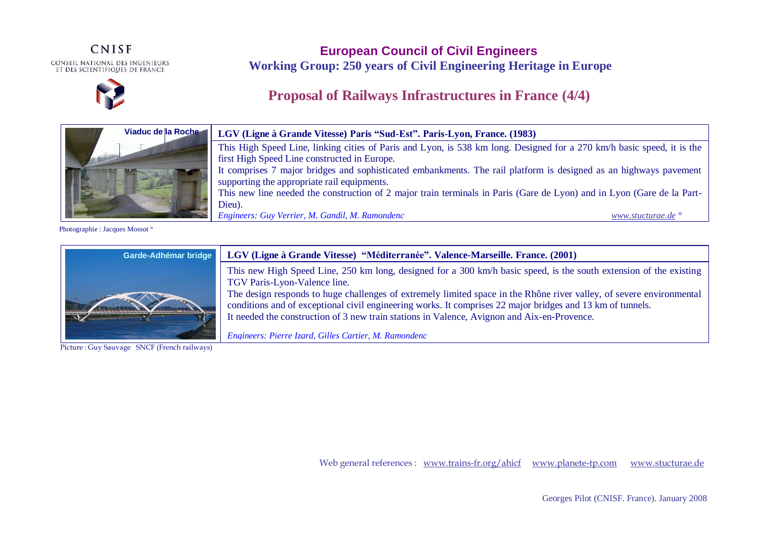**CNISF**

CONSEIL NATIONAL DES INGENIEURS ET DES SCIENTIFIQUES DE FRANCE

# European Council of Civil Engineers

## Working Group: 250 years of Civil Engineering Heritage in Europe

## Proposal of Railways Infrastructures in France (4/4)

Viaduc de la Roche

Photographie : Jacques Mossot °

### LGV (Ligne à Grande Vitesse) Paris "Sud-Est". Paris-Lyon, France. (1983)

This High Speed Line, linking cities of Paris and Lyon, is 538 km long. Designed for a 270 km/h basic speed, it is the first High Speed Line constructed in Europe.

It comprises 7 major bridges and sophisticated embankments. The rail platform is designed as an highways pavement supporting the appropriate rail equipments.

This new line needed the construction of 2 major train terminals in Paris (Gare de Lyon) and in Lyon (Gare de la Part-Dieu).

*Engineers: Guy Verrier, M. Gandil, M. Ramondenc* — *www.stucturae.de* °

Garde-Adhémar bridge

Picture : Guy Sauvage SNCF (French railways)

### LGV (Ligne à Grande Vitesse) "Méditerranée". Valence-Marseille. France. (2001)

This new High Speed Line, 250 km long, designed for a 300 km/h basic speed, is the south extension of the existing TGV Paris-Lyon-Valence line.

The design responds to huge challenges of extremely limited space in the Rhône river valley, of severe environmental conditions and of exceptional civil engineering works. It comprises 22 major bridges and 13 km of tunnels.

It needed the construction of 3 new train stations in Valence, Avignon and Aix-en-Provence.

*Engineers: Pierre Izard, Gilles Cartier, M. Ramondenc*

Web general references : www.trains-fr.org/ahicf www.planete-tp.com www.stucturae.de

Georges Pilot (CNISF. France). January 2008